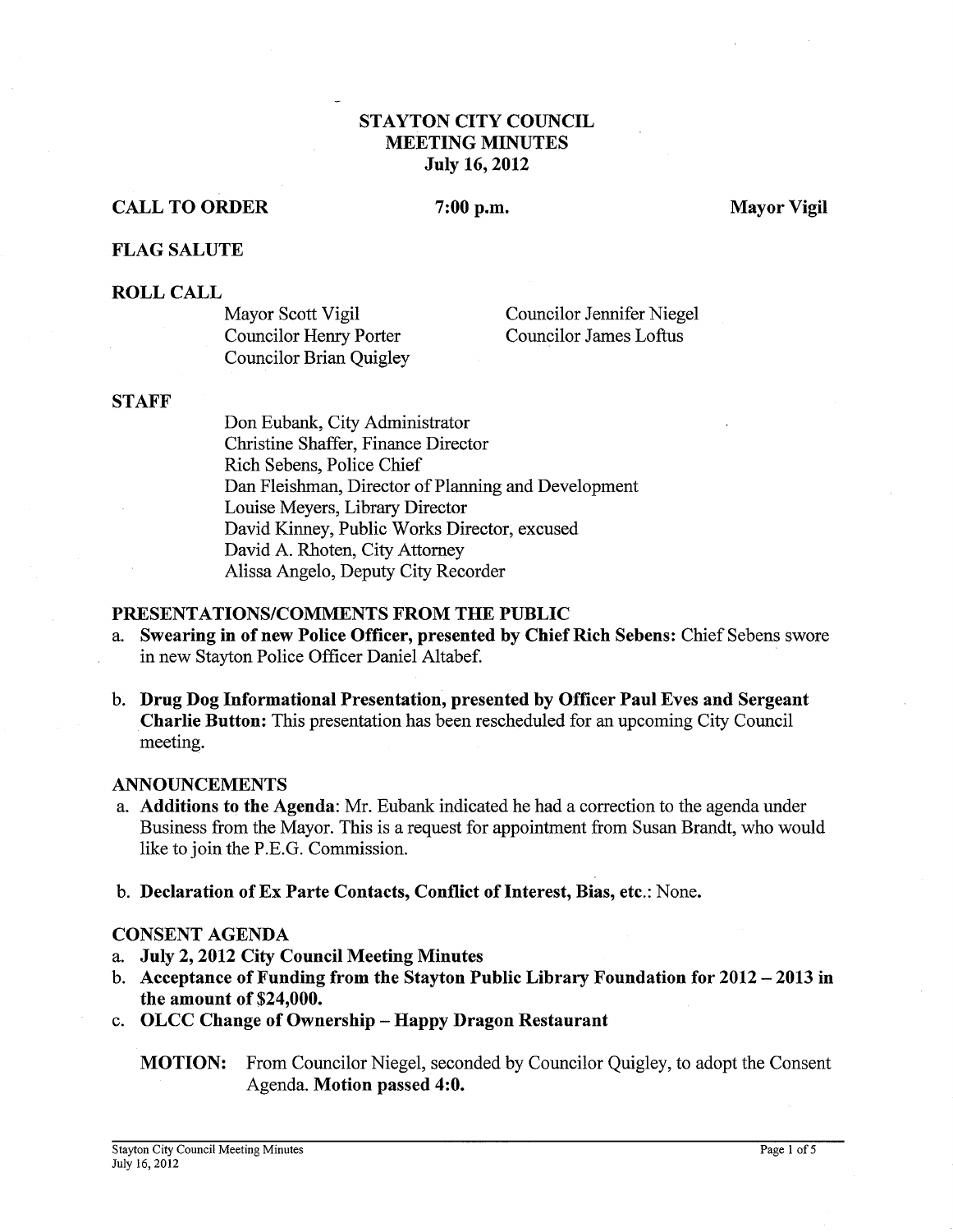# STAYTON CITY COUNCIL
## MEETING MINUTES
### July 16, 2012

**CALL TO ORDER** **7:00 p.m.** **Mayor Vigil**

**FLAG SALUTE**

**ROLL CALL**

Mayor Scott Vigil
Councilor Henry Porter
Councilor Brian Quigley
Councilor Jennifer Niegel
Councilor James Loftus

**STAFF**

Don Eubank, City Administrator
Christine Shaffer, Finance Director
Rich Sebens, Police Chief
Dan Fleishman, Director of Planning and Development
Louise Meyers, Library Director
David Kinney, Public Works Director, excused
David A. Rhoten, City Attorney
Alissa Angelo, Deputy City Recorder

**PRESENTATIONS/COMMENTS FROM THE PUBLIC**

a. **Swearing in of new Police Officer, presented by Chief Rich Sebens:** Chief Sebens swore in new Stayton Police Officer Daniel Altabef.

b. **Drug Dog Informational Presentation, presented by Officer Paul Eves and Sergeant Charlie Button:** This presentation has been rescheduled for an upcoming City Council meeting.

**ANNOUNCEMENTS**

a. **Additions to the Agenda**: Mr. Eubank indicated he had a correction to the agenda under Business from the Mayor. This is a request for appointment from Susan Brandt, who would like to join the P.E.G. Commission.

b. **Declaration of Ex Parte Contacts, Conflict of Interest, Bias, etc.**: None.

**CONSENT AGENDA**

a. **July 2, 2012 City Council Meeting Minutes**
b. **Acceptance of Funding from the Stayton Public Library Foundation for 2012 – 2013 in the amount of $24,000.**
c. **OLCC Change of Ownership – Happy Dragon Restaurant**

**MOTION:** From Councilor Niegel, seconded by Councilor Quigley, to adopt the Consent Agenda. **Motion passed 4:0.**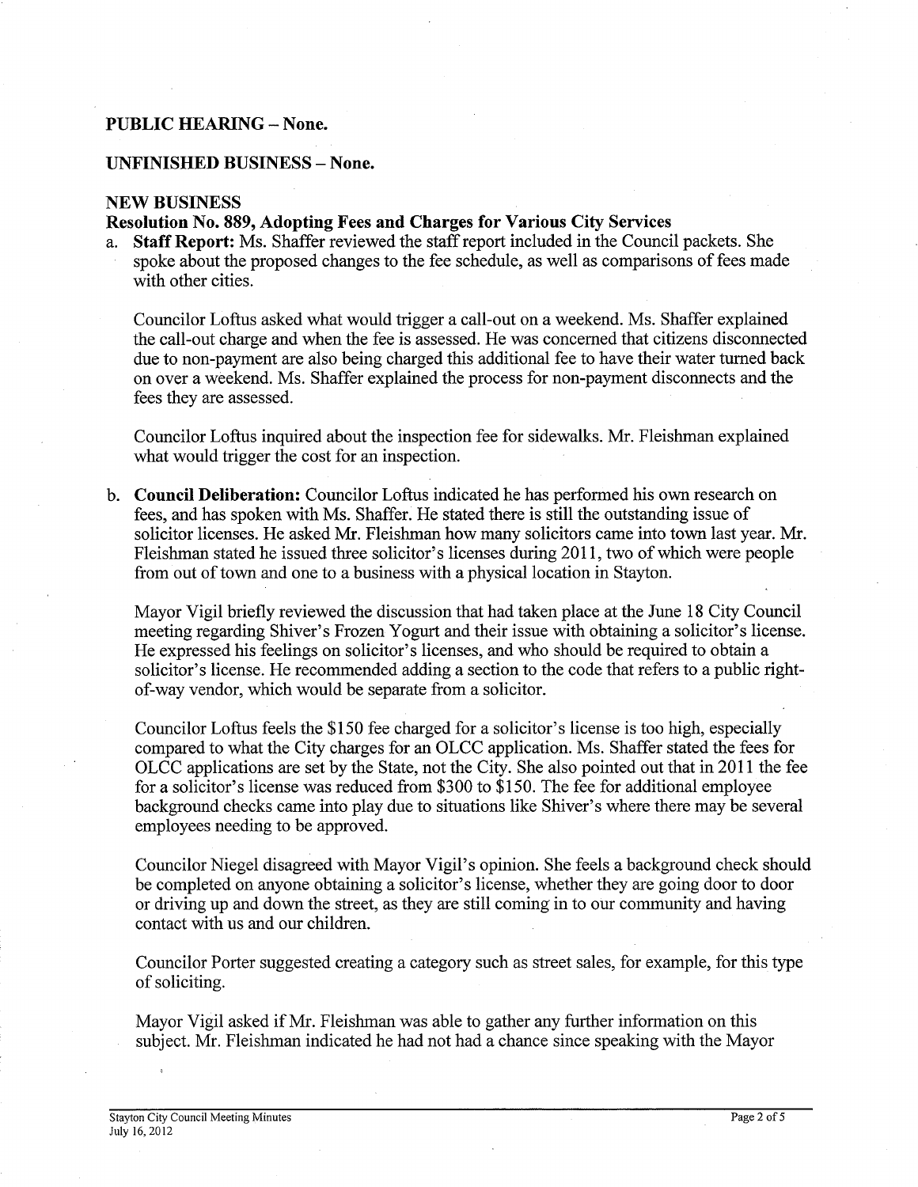**PUBLIC HEARING – None.**

**UNFINISHED BUSINESS – None.**

**NEW BUSINESS**

**Resolution No. 889, Adopting Fees and Charges for Various City Services**

a. **Staff Report:** Ms. Shaffer reviewed the staff report included in the Council packets. She spoke about the proposed changes to the fee schedule, as well as comparisons of fees made with other cities.

   Councilor Loftus asked what would trigger a call-out on a weekend. Ms. Shaffer explained the call-out charge and when the fee is assessed. He was concerned that citizens disconnected due to non-payment are also being charged this additional fee to have their water turned back on over a weekend. Ms. Shaffer explained the process for non-payment disconnects and the fees they are assessed.

   Councilor Loftus inquired about the inspection fee for sidewalks. Mr. Fleishman explained what would trigger the cost for an inspection.

b. **Council Deliberation:** Councilor Loftus indicated he has performed his own research on fees, and has spoken with Ms. Shaffer. He stated there is still the outstanding issue of solicitor licenses. He asked Mr. Fleishman how many solicitors came into town last year. Mr. Fleishman stated he issued three solicitor's licenses during 2011, two of which were people from out of town and one to a business with a physical location in Stayton.

   Mayor Vigil briefly reviewed the discussion that had taken place at the June 18 City Council meeting regarding Shiver's Frozen Yogurt and their issue with obtaining a solicitor's license. He expressed his feelings on solicitor's licenses, and who should be required to obtain a solicitor's license. He recommended adding a section to the code that refers to a public right-of-way vendor, which would be separate from a solicitor.

   Councilor Loftus feels the $150 fee charged for a solicitor's license is too high, especially compared to what the City charges for an OLCC application. Ms. Shaffer stated the fees for OLCC applications are set by the State, not the City. She also pointed out that in 2011 the fee for a solicitor's license was reduced from $300 to $150. The fee for additional employee background checks came into play due to situations like Shiver's where there may be several employees needing to be approved.

   Councilor Niegel disagreed with Mayor Vigil's opinion. She feels a background check should be completed on anyone obtaining a solicitor's license, whether they are going door to door or driving up and down the street, as they are still coming in to our community and having contact with us and our children.

   Councilor Porter suggested creating a category such as street sales, for example, for this type of soliciting.

   Mayor Vigil asked if Mr. Fleishman was able to gather any further information on this subject. Mr. Fleishman indicated he had not had a chance since speaking with the Mayor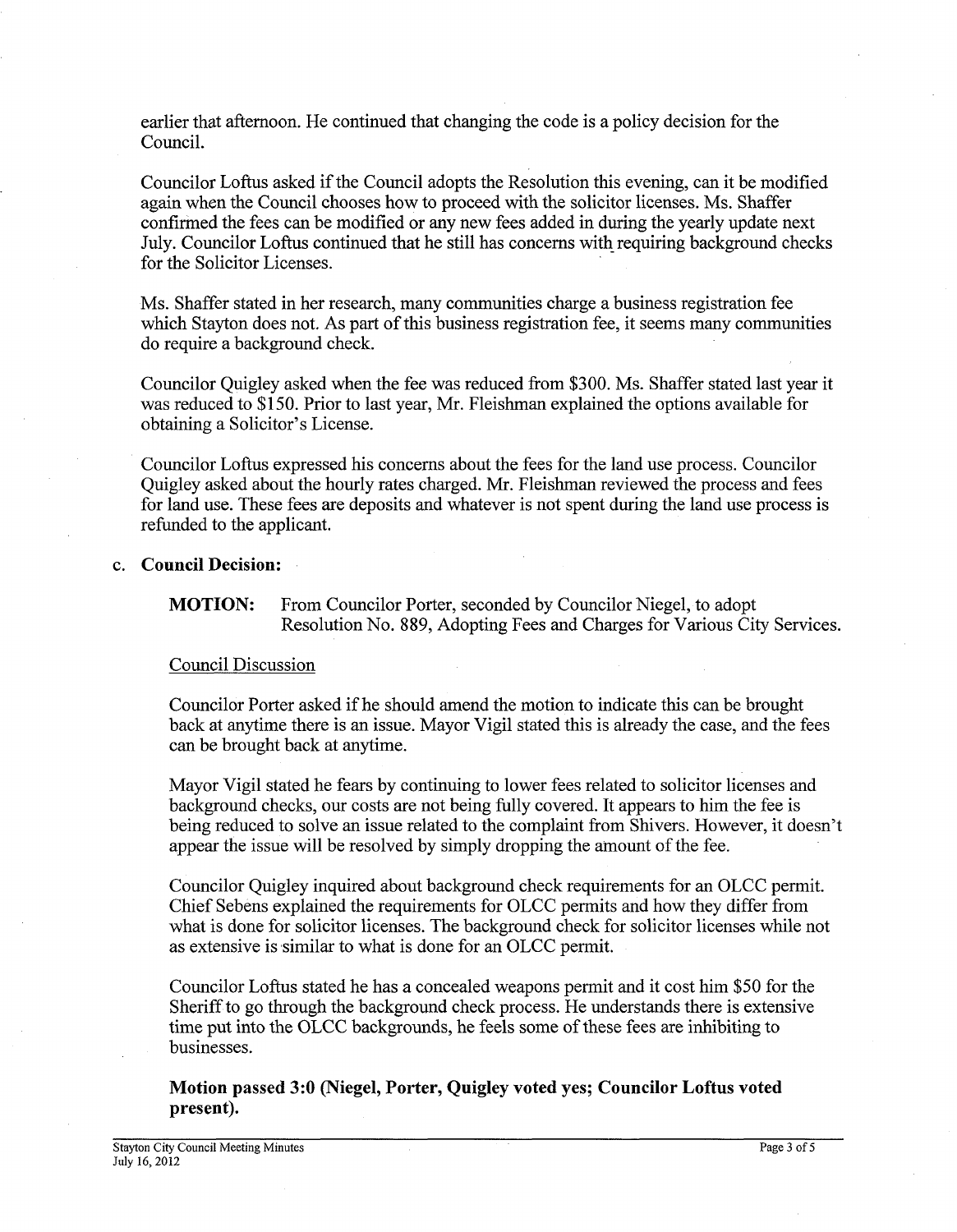earlier that afternoon. He continued that changing the code is a policy decision for the Council.

Councilor Loftus asked if the Council adopts the Resolution this evening, can it be modified again when the Council chooses how to proceed with the solicitor licenses. Ms. Shaffer confirmed the fees can be modified or any new fees added in during the yearly update next July. Councilor Loftus continued that he still has concerns with requiring background checks for the Solicitor Licenses.

Ms. Shaffer stated in her research, many communities charge a business registration fee which Stayton does not. As part of this business registration fee, it seems many communities do require a background check.

Councilor Quigley asked when the fee was reduced from $300. Ms. Shaffer stated last year it was reduced to $150. Prior to last year, Mr. Fleishman explained the options available for obtaining a Solicitor's License.

Councilor Loftus expressed his concerns about the fees for the land use process. Councilor Quigley asked about the hourly rates charged. Mr. Fleishman reviewed the process and fees for land use. These fees are deposits and whatever is not spent during the land use process is refunded to the applicant.

c. **Council Decision:**

**MOTION:** From Councilor Porter, seconded by Councilor Niegel, to adopt Resolution No. 889, Adopting Fees and Charges for Various City Services.

Council Discussion

Councilor Porter asked if he should amend the motion to indicate this can be brought back at anytime there is an issue. Mayor Vigil stated this is already the case, and the fees can be brought back at anytime.

Mayor Vigil stated he fears by continuing to lower fees related to solicitor licenses and background checks, our costs are not being fully covered. It appears to him the fee is being reduced to solve an issue related to the complaint from Shivers. However, it doesn't appear the issue will be resolved by simply dropping the amount of the fee.

Councilor Quigley inquired about background check requirements for an OLCC permit. Chief Sebens explained the requirements for OLCC permits and how they differ from what is done for solicitor licenses. The background check for solicitor licenses while not as extensive is similar to what is done for an OLCC permit.

Councilor Loftus stated he has a concealed weapons permit and it cost him $50 for the Sheriff to go through the background check process. He understands there is extensive time put into the OLCC backgrounds, he feels some of these fees are inhibiting to businesses.

**Motion passed 3:0 (Niegel, Porter, Quigley voted yes; Councilor Loftus voted present).**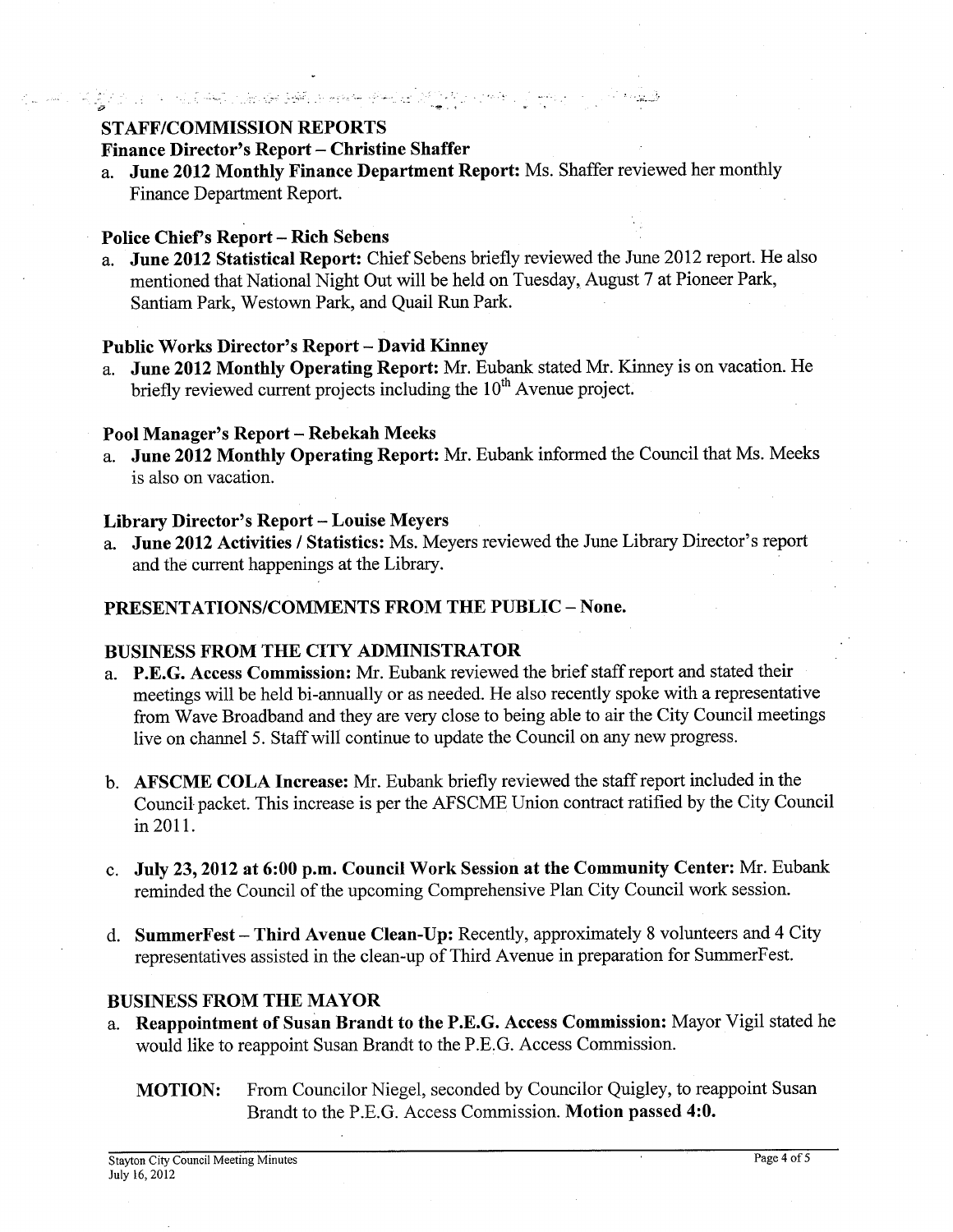## STAFF/COMMISSION REPORTS

### Finance Director's Report – Christine Shaffer

a. **June 2012 Monthly Finance Department Report:** Ms. Shaffer reviewed her monthly Finance Department Report.

### Police Chief's Report – Rich Sebens

a. **June 2012 Statistical Report:** Chief Sebens briefly reviewed the June 2012 report. He also mentioned that National Night Out will be held on Tuesday, August 7 at Pioneer Park, Santiam Park, Westown Park, and Quail Run Park.

### Public Works Director's Report – David Kinney

a. **June 2012 Monthly Operating Report:** Mr. Eubank stated Mr. Kinney is on vacation. He briefly reviewed current projects including the 10th Avenue project.

### Pool Manager's Report – Rebekah Meeks

a. **June 2012 Monthly Operating Report:** Mr. Eubank informed the Council that Ms. Meeks is also on vacation.

### Library Director's Report – Louise Meyers

a. **June 2012 Activities / Statistics:** Ms. Meyers reviewed the June Library Director's report and the current happenings at the Library.

## PRESENTATIONS/COMMENTS FROM THE PUBLIC – None.

## BUSINESS FROM THE CITY ADMINISTRATOR

a. **P.E.G. Access Commission:** Mr. Eubank reviewed the brief staff report and stated their meetings will be held bi-annually or as needed. He also recently spoke with a representative from Wave Broadband and they are very close to being able to air the City Council meetings live on channel 5. Staff will continue to update the Council on any new progress.

b. **AFSCME COLA Increase:** Mr. Eubank briefly reviewed the staff report included in the Council packet. This increase is per the AFSCME Union contract ratified by the City Council in 2011.

c. **July 23, 2012 at 6:00 p.m. Council Work Session at the Community Center:** Mr. Eubank reminded the Council of the upcoming Comprehensive Plan City Council work session.

d. **SummerFest – Third Avenue Clean-Up:** Recently, approximately 8 volunteers and 4 City representatives assisted in the clean-up of Third Avenue in preparation for SummerFest.

## BUSINESS FROM THE MAYOR

a. **Reappointment of Susan Brandt to the P.E.G. Access Commission:** Mayor Vigil stated he would like to reappoint Susan Brandt to the P.E.G. Access Commission.

**MOTION:** From Councilor Niegel, seconded by Councilor Quigley, to reappoint Susan Brandt to the P.E.G. Access Commission. **Motion passed 4:0.**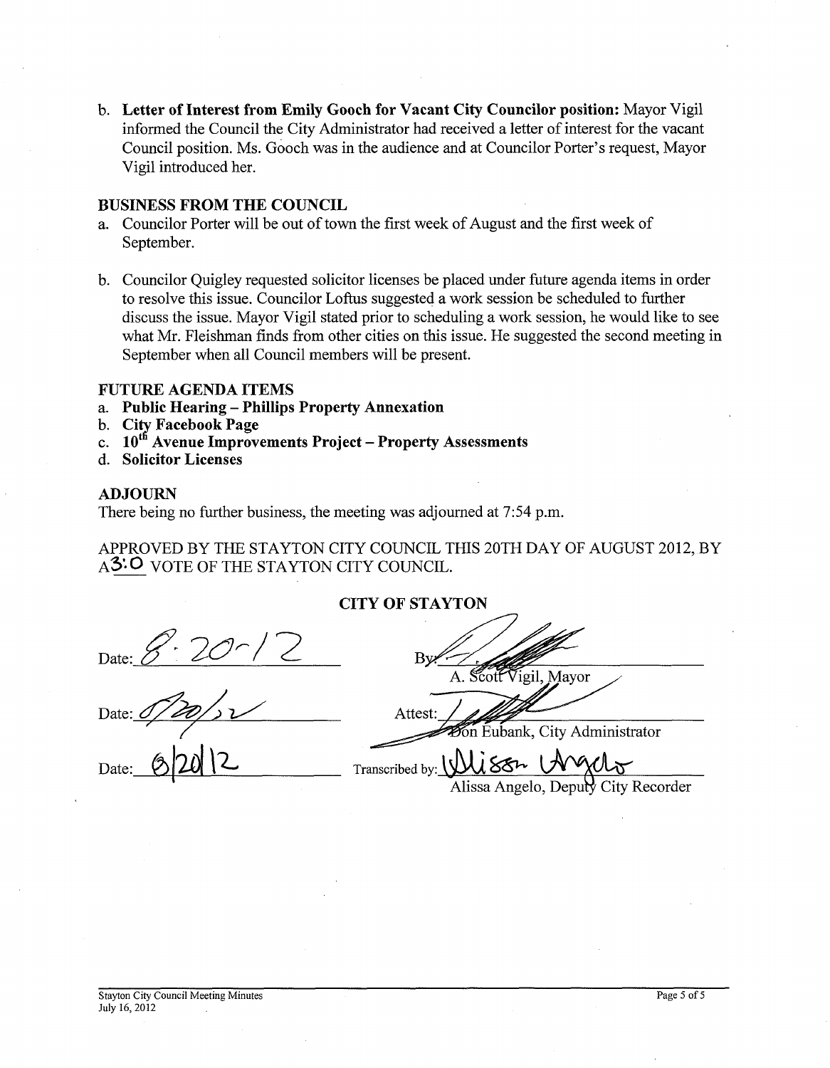b. **Letter of Interest from Emily Gooch for Vacant City Councilor position:** Mayor Vigil informed the Council the City Administrator had received a letter of interest for the vacant Council position. Ms. Gooch was in the audience and at Councilor Porter's request, Mayor Vigil introduced her.

## BUSINESS FROM THE COUNCIL

a. Councilor Porter will be out of town the first week of August and the first week of September.

b. Councilor Quigley requested solicitor licenses be placed under future agenda items in order to resolve this issue. Councilor Loftus suggested a work session be scheduled to further discuss the issue. Mayor Vigil stated prior to scheduling a work session, he would like to see what Mr. Fleishman finds from other cities on this issue. He suggested the second meeting in September when all Council members will be present.

## FUTURE AGENDA ITEMS

a. **Public Hearing – Phillips Property Annexation**
b. **City Facebook Page**
c. **10th Avenue Improvements Project – Property Assessments**
d. **Solicitor Licenses**

## ADJOURN

There being no further business, the meeting was adjourned at 7:54 p.m.

APPROVED BY THE STAYTON CITY COUNCIL THIS 20TH DAY OF AUGUST 2012, BY A 3:0 VOTE OF THE STAYTON CITY COUNCIL.

**CITY OF STAYTON**

Date: 8-20-12 By: A. Scott Vigil, Mayor

Date: 8/20/12 Attest: Don Eubank, City Administrator

Date: 8/20/12 Transcribed by: Alissa Angelo, Deputy City Recorder